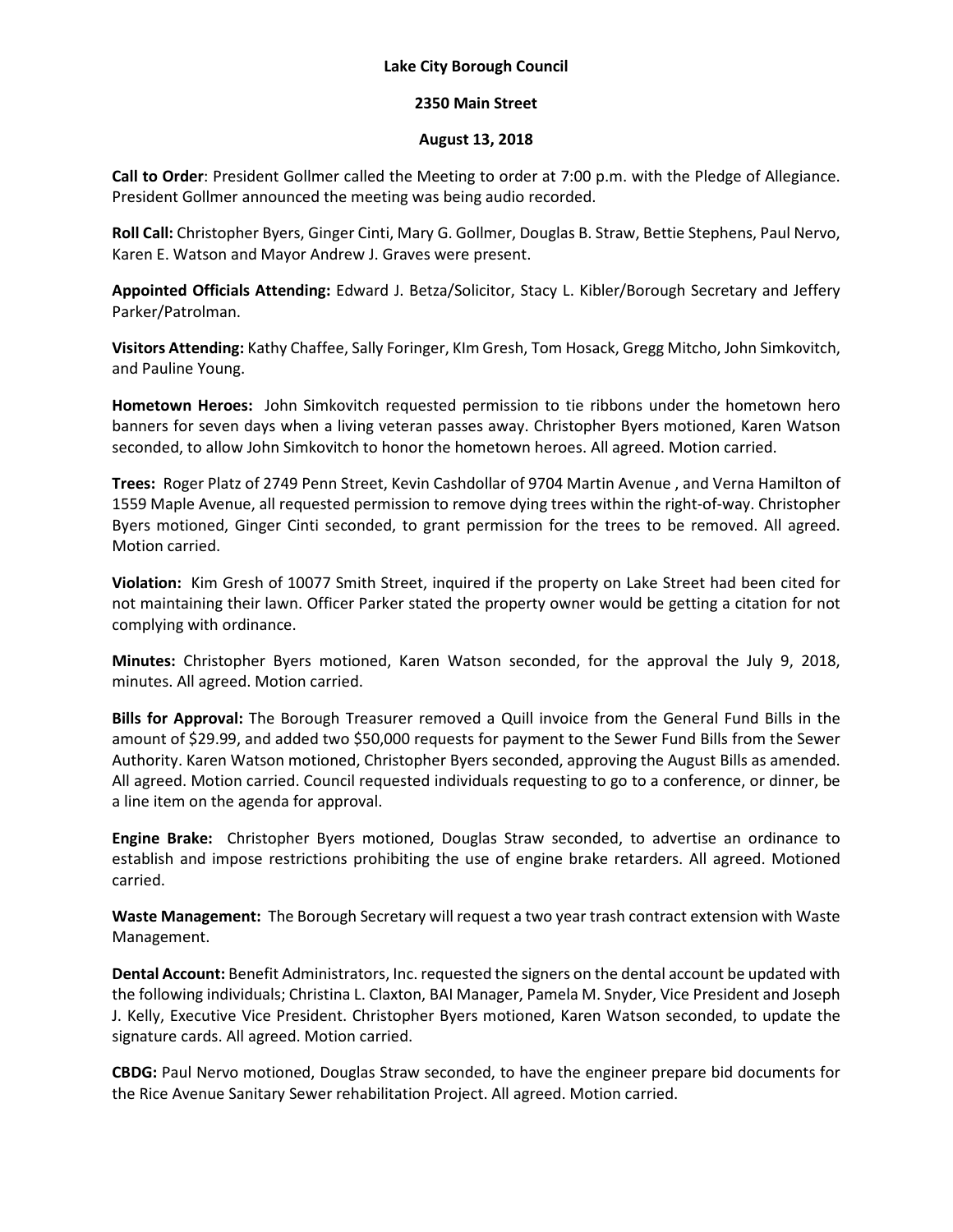**Lake City Borough Council**

**2350 Main Street**

**August 13, 2018**

**Call to Order**: President Gollmer called the Meeting to order at 7:00 p.m. with the Pledge of Allegiance. President Gollmer announced the meeting was being audio recorded.

**Roll Call:** Christopher Byers, Ginger Cinti, Mary G. Gollmer, Douglas B. Straw, Bettie Stephens, Paul Nervo, Karen E. Watson and Mayor Andrew J. Graves were present.

**Appointed Officials Attending:** Edward J. Betza/Solicitor, Stacy L. Kibler/Borough Secretary and Jeffery Parker/Patrolman.

**Visitors Attending:** Kathy Chaffee, Sally Foringer, KIm Gresh, Tom Hosack, Gregg Mitcho, John Simkovitch, and Pauline Young.

**Hometown Heroes:** John Simkovitch requested permission to tie ribbons under the hometown hero banners for seven days when a living veteran passes away. Christopher Byers motioned, Karen Watson seconded, to allow John Simkovitch to honor the hometown heroes. All agreed. Motion carried.

**Trees:** Roger Platz of 2749 Penn Street, Kevin Cashdollar of 9704 Martin Avenue , and Verna Hamilton of 1559 Maple Avenue, all requested permission to remove dying trees within the right-of-way. Christopher Byers motioned, Ginger Cinti seconded, to grant permission for the trees to be removed. All agreed. Motion carried.

**Violation:** Kim Gresh of 10077 Smith Street, inquired if the property on Lake Street had been cited for not maintaining their lawn. Officer Parker stated the property owner would be getting a citation for not complying with ordinance.

**Minutes:** Christopher Byers motioned, Karen Watson seconded, for the approval the July 9, 2018, minutes. All agreed. Motion carried.

**Bills for Approval:** The Borough Treasurer removed a Quill invoice from the General Fund Bills in the amount of $29.99, and added two $50,000 requests for payment to the Sewer Fund Bills from the Sewer Authority. Karen Watson motioned, Christopher Byers seconded, approving the August Bills as amended. All agreed. Motion carried. Council requested individuals requesting to go to a conference, or dinner, be a line item on the agenda for approval.

**Engine Brake:** Christopher Byers motioned, Douglas Straw seconded, to advertise an ordinance to establish and impose restrictions prohibiting the use of engine brake retarders. All agreed. Motioned carried.

**Waste Management:** The Borough Secretary will request a two year trash contract extension with Waste Management.

**Dental Account:** Benefit Administrators, Inc. requested the signers on the dental account be updated with the following individuals; Christina L. Claxton, BAI Manager, Pamela M. Snyder, Vice President and Joseph J. Kelly, Executive Vice President. Christopher Byers motioned, Karen Watson seconded, to update the signature cards. All agreed. Motion carried.

**CBDG:** Paul Nervo motioned, Douglas Straw seconded, to have the engineer prepare bid documents for the Rice Avenue Sanitary Sewer rehabilitation Project. All agreed. Motion carried.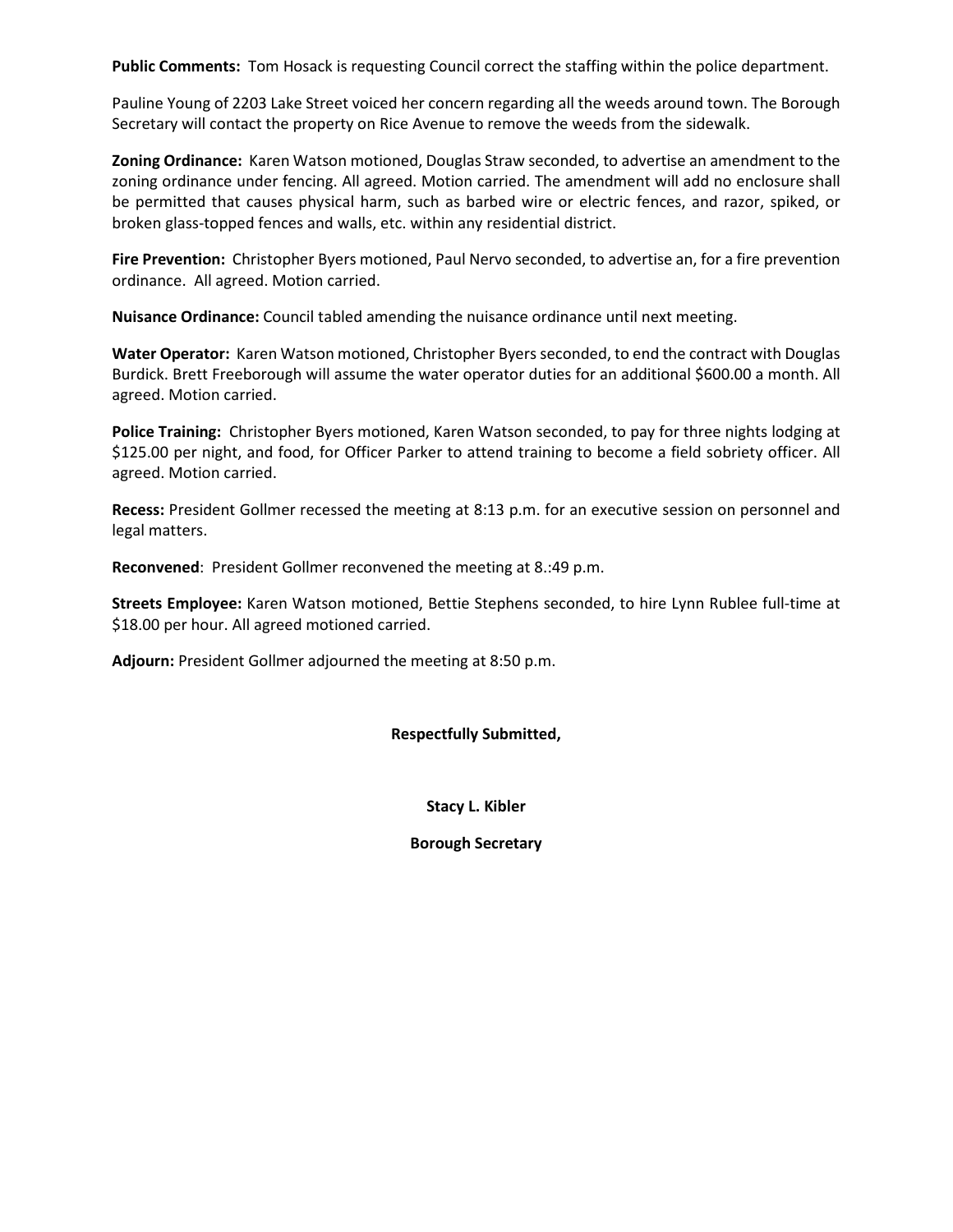**Public Comments:** Tom Hosack is requesting Council correct the staffing within the police department.

Pauline Young of 2203 Lake Street voiced her concern regarding all the weeds around town. The Borough Secretary will contact the property on Rice Avenue to remove the weeds from the sidewalk.

**Zoning Ordinance:** Karen Watson motioned, Douglas Straw seconded, to advertise an amendment to the zoning ordinance under fencing. All agreed. Motion carried. The amendment will add no enclosure shall be permitted that causes physical harm, such as barbed wire or electric fences, and razor, spiked, or broken glass-topped fences and walls, etc. within any residential district.

**Fire Prevention:** Christopher Byers motioned, Paul Nervo seconded, to advertise an, for a fire prevention ordinance. All agreed. Motion carried.

**Nuisance Ordinance:** Council tabled amending the nuisance ordinance until next meeting.

**Water Operator:** Karen Watson motioned, Christopher Byers seconded, to end the contract with Douglas Burdick. Brett Freeborough will assume the water operator duties for an additional $600.00 a month. All agreed. Motion carried.

**Police Training:** Christopher Byers motioned, Karen Watson seconded, to pay for three nights lodging at $125.00 per night, and food, for Officer Parker to attend training to become a field sobriety officer. All agreed. Motion carried.

**Recess:** President Gollmer recessed the meeting at 8:13 p.m. for an executive session on personnel and legal matters.

**Reconvened**: President Gollmer reconvened the meeting at 8.:49 p.m.

**Streets Employee:** Karen Watson motioned, Bettie Stephens seconded, to hire Lynn Rublee full-time at $18.00 per hour. All agreed motioned carried.

**Adjourn:** President Gollmer adjourned the meeting at 8:50 p.m.

**Respectfully Submitted,**

**Stacy L. Kibler**

**Borough Secretary**